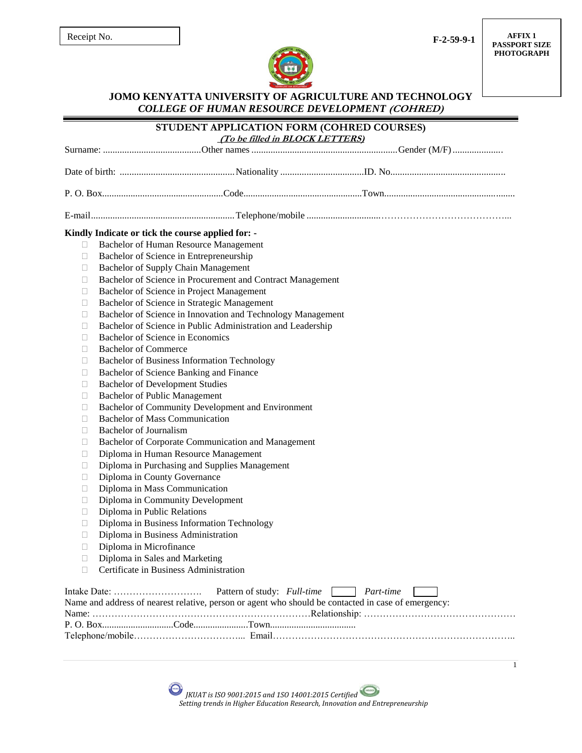Receipt No.

F-2-59-9-1

**AFFIX 1 PASSPORT SIZE PHOTOGRAPH**

# JOMO KENYATTA UNIVERSITY OF AGRICULTURE AND TECHNOLOGY

## *COLLEGE OF HUMAN RESOURCE DEVELOPMENT (COHRED)*

## STUDENT APPLICATION FORM (COHRED COURSES)

***(To be filled in BLOCK LETTERS)***

Surname: .........................................Other names ............................................................Gender (M/F) .....................

Date of birth: ................................................Nationality ...................................ID. No................................................

P. O. Box...................................................Code.................................................Town.......................................................

E-mail............................................................Telephone/mobile ..............................…………………………………...

**Kindly Indicate or tick the course applied for: -**

- ☐ Bachelor of Human Resource Management
- ☐ Bachelor of Science in Entrepreneurship
- ☐ Bachelor of Supply Chain Management
- ☐ Bachelor of Science in Procurement and Contract Management
- ☐ Bachelor of Science in Project Management
- ☐ Bachelor of Science in Strategic Management
- ☐ Bachelor of Science in Innovation and Technology Management
- ☐ Bachelor of Science in Public Administration and Leadership
- ☐ Bachelor of Science in Economics
- ☐ Bachelor of Commerce
- ☐ Bachelor of Business Information Technology
- ☐ Bachelor of Science Banking and Finance
- ☐ Bachelor of Development Studies
- ☐ Bachelor of Public Management
- ☐ Bachelor of Community Development and Environment
- ☐ Bachelor of Mass Communication
- ☐ Bachelor of Journalism
- ☐ Bachelor of Corporate Communication and Management
- ☐ Diploma in Human Resource Management
- ☐ Diploma in Purchasing and Supplies Management
- ☐ Diploma in County Governance
- ☐ Diploma in Mass Communication
- ☐ Diploma in Community Development
- ☐ Diploma in Public Relations
- ☐ Diploma in Business Information Technology
- ☐ Diploma in Business Administration
- ☐ Diploma in Microfinance
- ☐ Diploma in Sales and Marketing
- ☐ Certificate in Business Administration

Intake Date: ………………………. Pattern of study: *Full-time* ☐ *Part-time* ☐

Name and address of nearest relative, person or agent who should be contacted in case of emergency:

Name: ……………………………………………………………Relationship: …………………………………………

P. O. Box..............................Code.......................Town....................................

Telephone/mobile……………………………... Email…………………………………………………………………..

*JKUAT is ISO 9001:2015 and 1SO 14001:2015 Certified*
*Setting trends in Higher Education Research, Innovation and Entrepreneurship*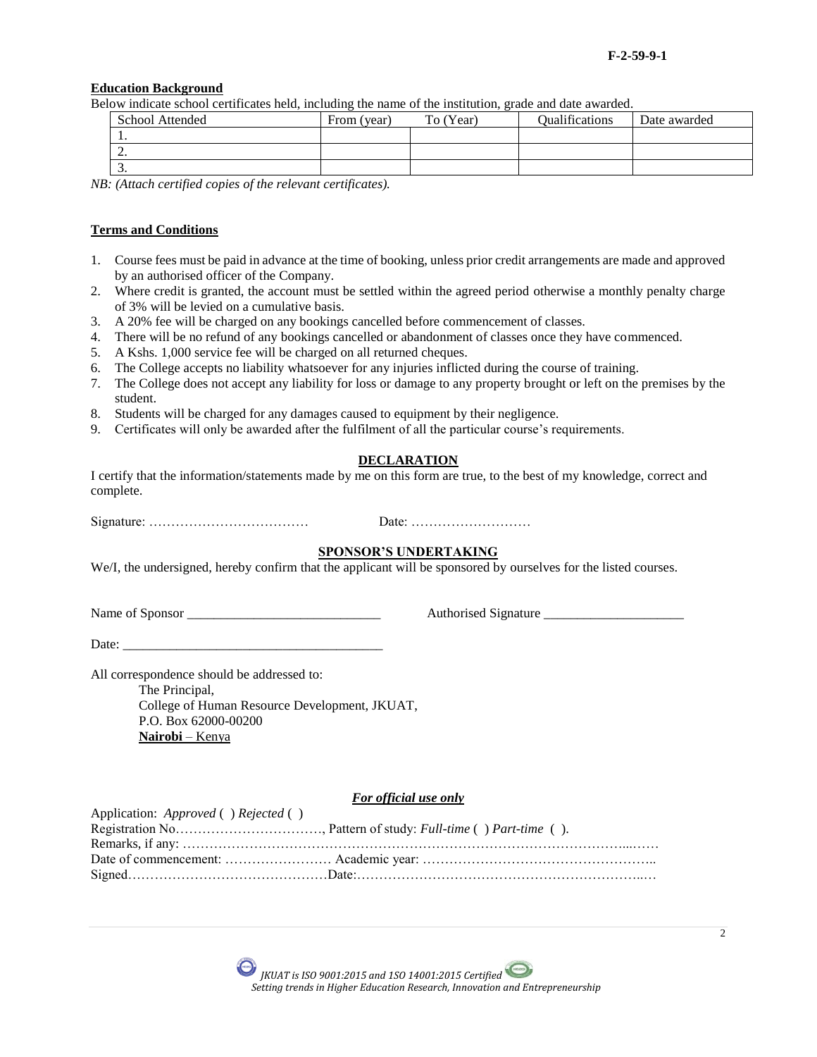F-2-59-9-1

**Education Background**

Below indicate school certificates held, including the name of the institution, grade and date awarded.

| School Attended | From (year) | To (Year) | Qualifications | Date awarded |
|---|---|---|---|---|
| 1. | | | | |
| 2. | | | | |
| 3. | | | | |

*NB: (Attach certified copies of the relevant certificates).*

**Terms and Conditions**

1. Course fees must be paid in advance at the time of booking, unless prior credit arrangements are made and approved by an authorised officer of the Company.
2. Where credit is granted, the account must be settled within the agreed period otherwise a monthly penalty charge of 3% will be levied on a cumulative basis.
3. A 20% fee will be charged on any bookings cancelled before commencement of classes.
4. There will be no refund of any bookings cancelled or abandonment of classes once they have commenced.
5. A Kshs. 1,000 service fee will be charged on all returned cheques.
6. The College accepts no liability whatsoever for any injuries inflicted during the course of training.
7. The College does not accept any liability for loss or damage to any property brought or left on the premises by the student.
8. Students will be charged for any damages caused to equipment by their negligence.
9. Certificates will only be awarded after the fulfilment of all the particular course's requirements.

**DECLARATION**

I certify that the information/statements made by me on this form are true, to the best of my knowledge, correct and complete.

Signature: ……………………………… Date: ………………………

**SPONSOR'S UNDERTAKING**

We/I, the undersigned, hereby confirm that the applicant will be sponsored by ourselves for the listed courses.

Name of Sponsor ____________________________ Authorised Signature ____________________

Date: ______________________________________

All correspondence should be addressed to:

The Principal,
College of Human Resource Development, JKUAT,
P.O. Box 62000-00200
**Nairobi** – Kenya

***For official use only***

Application: *Approved* ( ) *Rejected* ( )
Registration No……………………………, Pattern of study: *Full-time* ( ) *Part-time* ( ).
Remarks, if any: ……………………………………………………………………………………...……
Date of commencement: …………………… Academic year: ……………………………………………..
Signed………………………………………Date:…………………………………………………………..…

*JKUAT is ISO 9001:2015 and 1SO 14001:2015 Certified*
*Setting trends in Higher Education Research, Innovation and Entrepreneurship*